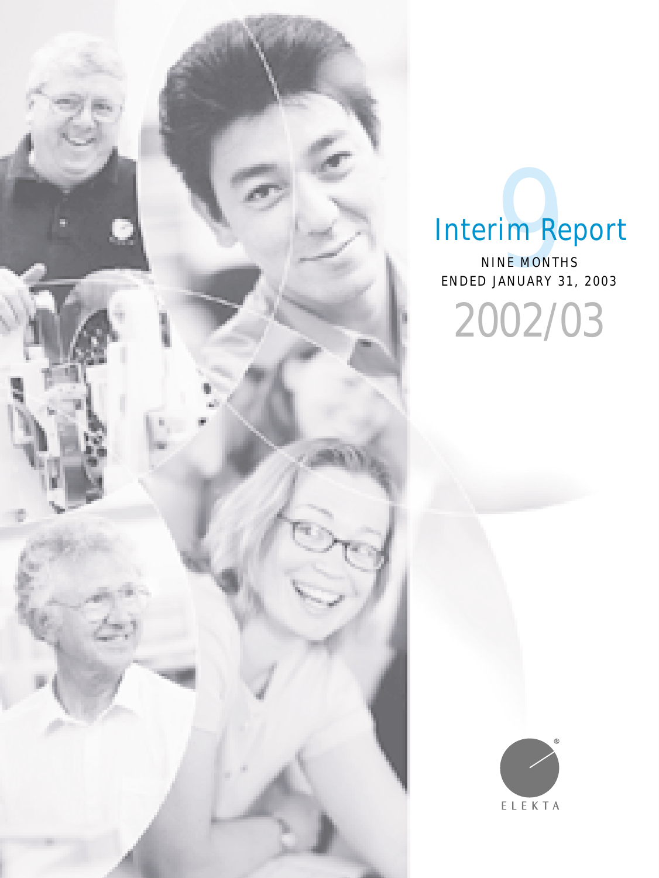# Interim Report

NINE MONTHS
ENDED JANUARY 31, 2003

2002/03

ELEKTA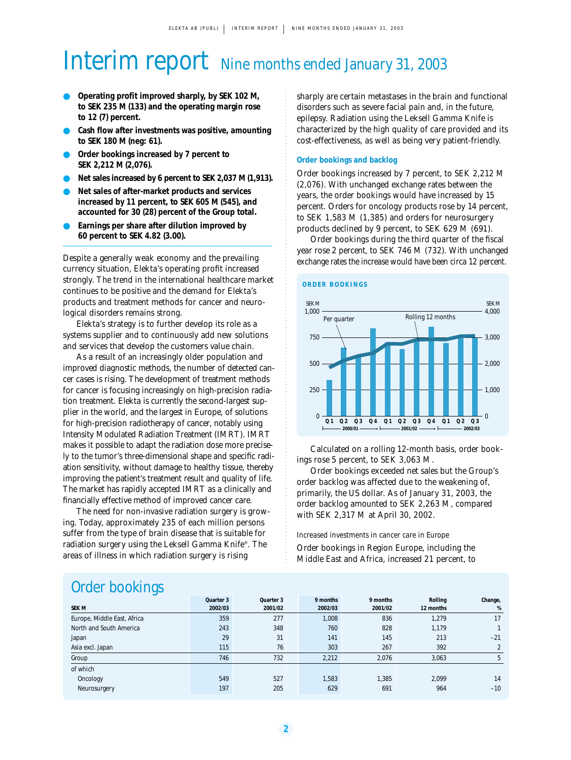# Interim report Nine months ended January 31, 2003

- **Operating profit improved sharply, by SEK 102 M, to SEK 235 M (133) and the operating margin rose to 12 (7) percent.**
- **Cash flow after investments was positive, amounting to SEK 180 M (neg: 61).**
- **Order bookings increased by 7 percent to SEK 2,212 M (2,076).**
- **Net sales increased by 6 percent to SEK 2,037 M (1,913).**
- **Net sales of after-market products and services increased by 11 percent, to SEK 605 M (545), and accounted for 30 (28) percent of the Group total.**
- **Earnings per share after dilution improved by 60 percent to SEK 4.82 (3.00).**

Despite a generally weak economy and the prevailing currency situation, Elekta's operating profit increased strongly. The trend in the international healthcare market continues to be positive and the demand for Elekta's products and treatment methods for cancer and neurological disorders remains strong.

Elekta's strategy is to further develop its role as a systems supplier and to continuously add new solutions and services that develop the customers value chain.

As a result of an increasingly older population and improved diagnostic methods, the number of detected cancer cases is rising. The development of treatment methods for cancer is focusing increasingly on high-precision radiation treatment. Elekta is currently the second-largest supplier in the world, and the largest in Europe, of solutions for high-precision radiotherapy of cancer, notably using Intensity Modulated Radiation Treatment (IMRT). IMRT makes it possible to adapt the radiation dose more precisely to the tumor's three-dimensional shape and specific radiation sensitivity, without damage to healthy tissue, thereby improving the patient's treatment result and quality of life. The market has rapidly accepted IMRT as a clinically and financially effective method of improved cancer care.

The need for non-invasive radiation surgery is growing. Today, approximately 235 of each million persons suffer from the type of brain disease that is suitable for radiation surgery using the Leksell Gamma Knife®. The areas of illness in which radiation surgery is rising sharply are certain metastases in the brain and functional disorders such as severe facial pain and, in the future, epilepsy. Radiation using the Leksell Gamma Knife is characterized by the high quality of care provided and its cost-effectiveness, as well as being very patient-friendly.

### Order bookings and backlog

Order bookings increased by 7 percent, to SEK 2,212 M (2,076). With unchanged exchange rates between the years, the order bookings would have increased by 15 percent. Orders for oncology products rose by 14 percent, to SEK 1,583 M (1,385) and orders for neurosurgery products declined by 9 percent, to SEK 629 M (691).

Order bookings during the third quarter of the fiscal year rose 2 percent, to SEK 746 M (732). With unchanged exchange rates the increase would have been circa 12 percent.

**ORDER BOOKINGS**

Calculated on a rolling 12-month basis, order bookings rose 5 percent, to SEK 3,063 M.

Order bookings exceeded net sales but the Group's order backlog was affected due to the weakening of, primarily, the US dollar. As of January 31, 2003, the order backlog amounted to SEK 2,263 M, compared with SEK 2,317 M at April 30, 2002.

Increased investments in cancer care in Europe

Order bookings in Region Europe, including the Middle East and Africa, increased 21 percent, to

## Order bookings

| SEK M | Quarter 3 2002/03 | Quarter 3 2001/02 | 9 months 2002/03 | 9 months 2001/02 | Rolling 12 months | Change, % |
|---|---|---|---|---|---|---|
| Europe, Middle East, Africa | 359 | 277 | 1,008 | 836 | 1,279 | 17 |
| North and South America | 243 | 348 | 760 | 828 | 1,179 | 1 |
| Japan | 29 | 31 | 141 | 145 | 213 | –21 |
| Asia excl. Japan | 115 | 76 | 303 | 267 | 392 | 2 |
| Group | 746 | 732 | 2,212 | 2,076 | 3,063 | 5 |
| of which | | | | | | |
| Oncology | 549 | 527 | 1,583 | 1,385 | 2,099 | 14 |
| Neurosurgery | 197 | 205 | 629 | 691 | 964 | –10 |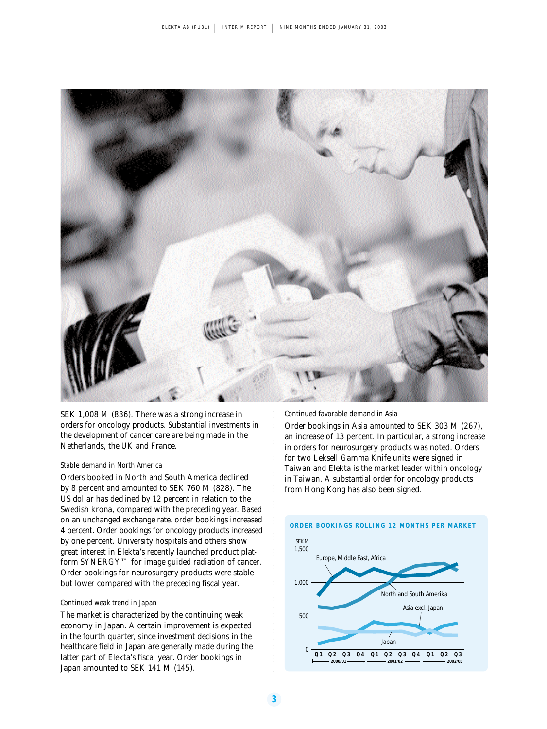SEK 1,008 M (836). There was a strong increase in orders for oncology products. Substantial investments in the development of cancer care are being made in the Netherlands, the UK and France.

*Stable demand in North America*

Orders booked in North and South America declined by 8 percent and amounted to SEK 760 M (828). The US dollar has declined by 12 percent in relation to the Swedish krona, compared with the preceding year. Based on an unchanged exchange rate, order bookings increased 4 percent. Order bookings for oncology products increased by one percent. University hospitals and others show great interest in Elekta's recently launched product platform SYNERGY™ for image guided radiation of cancer. Order bookings for neurosurgery products were stable but lower compared with the preceding fiscal year.

*Continued weak trend in Japan*

The market is characterized by the continuing weak economy in Japan. A certain improvement is expected in the fourth quarter, since investment decisions in the healthcare field in Japan are generally made during the latter part of Elekta's fiscal year. Order bookings in Japan amounted to SEK 141 M (145).

*Continued favorable demand in Asia*

Order bookings in Asia amounted to SEK 303 M (267), an increase of 13 percent. In particular, a strong increase in orders for neurosurgery products was noted. Orders for two Leksell Gamma Knife units were signed in Taiwan and Elekta is the market leader within oncology in Taiwan. A substantial order for oncology products from Hong Kong has also been signed.

**ORDER BOOKINGS ROLLING 12 MONTHS PER MARKET**

SEK M (0–1,500); Q1–Q4 2000/01, Q1–Q4 2001/02, Q1–Q3 2002/03. Series: Europe, Middle East, Africa; North and South Amerika; Asia excl. Japan; Japan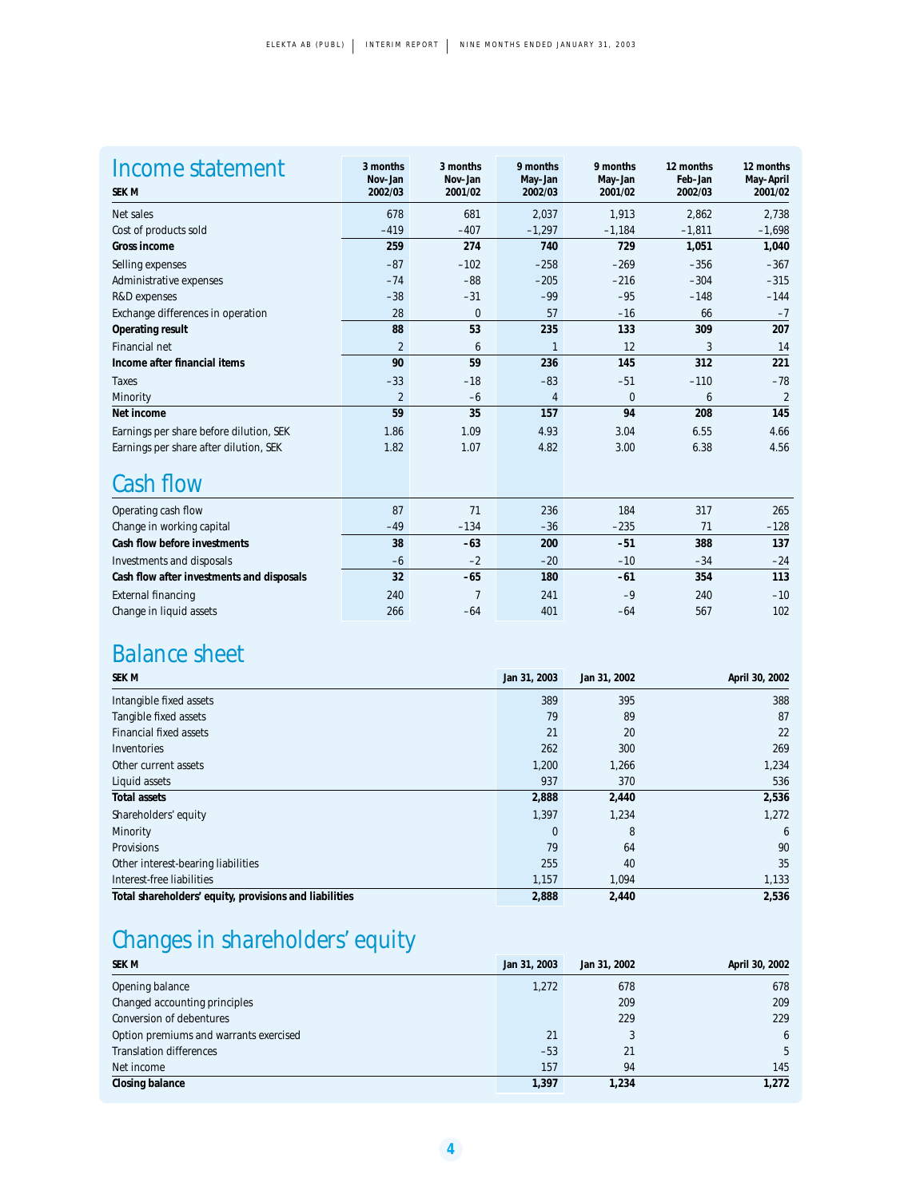## Income statement

| SEK M | 3 months Nov–Jan 2002/03 | 3 months Nov–Jan 2001/02 | 9 months May–Jan 2002/03 | 9 months May–Jan 2001/02 | 12 months Feb–Jan 2002/03 | 12 months May–April 2001/02 |
|---|---|---|---|---|---|---|
| Net sales | 678 | 681 | 2,037 | 1,913 | 2,862 | 2,738 |
| Cost of products sold | –419 | –407 | –1,297 | –1,184 | –1,811 | –1,698 |
| **Gross income** | **259** | **274** | **740** | **729** | **1,051** | **1,040** |
| Selling expenses | –87 | –102 | –258 | –269 | –356 | –367 |
| Administrative expenses | –74 | –88 | –205 | –216 | –304 | –315 |
| R&D expenses | –38 | –31 | –99 | –95 | –148 | –144 |
| Exchange differences in operation | 28 | 0 | 57 | –16 | 66 | –7 |
| **Operating result** | **88** | **53** | **235** | **133** | **309** | **207** |
| Financial net | 2 | 6 | 1 | 12 | 3 | 14 |
| **Income after financial items** | **90** | **59** | **236** | **145** | **312** | **221** |
| Taxes | –33 | –18 | –83 | –51 | –110 | –78 |
| Minority | 2 | –6 | 4 | 0 | 6 | 2 |
| **Net income** | **59** | **35** | **157** | **94** | **208** | **145** |
| Earnings per share before dilution, SEK | 1.86 | 1.09 | 4.93 | 3.04 | 6.55 | 4.66 |
| Earnings per share after dilution, SEK | 1.82 | 1.07 | 4.82 | 3.00 | 6.38 | 4.56 |

## Cash flow

| | 3 months Nov–Jan 2002/03 | 3 months Nov–Jan 2001/02 | 9 months May–Jan 2002/03 | 9 months May–Jan 2001/02 | 12 months Feb–Jan 2002/03 | 12 months May–April 2001/02 |
|---|---|---|---|---|---|---|
| Operating cash flow | 87 | 71 | 236 | 184 | 317 | 265 |
| Change in working capital | –49 | –134 | –36 | –235 | 71 | –128 |
| **Cash flow before investments** | **38** | **–63** | **200** | **–51** | **388** | **137** |
| Investments and disposals | –6 | –2 | –20 | –10 | –34 | –24 |
| **Cash flow after investments and disposals** | **32** | **–65** | **180** | **–61** | **354** | **113** |
| External financing | 240 | 7 | 241 | –9 | 240 | –10 |
| Change in liquid assets | 266 | –64 | 401 | –64 | 567 | 102 |

## Balance sheet

| SEK M | Jan 31, 2003 | Jan 31, 2002 | April 30, 2002 |
|---|---|---|---|
| Intangible fixed assets | 389 | 395 | 388 |
| Tangible fixed assets | 79 | 89 | 87 |
| Financial fixed assets | 21 | 20 | 22 |
| Inventories | 262 | 300 | 269 |
| Other current assets | 1,200 | 1,266 | 1,234 |
| Liquid assets | 937 | 370 | 536 |
| **Total assets** | **2,888** | **2,440** | **2,536** |
| Shareholders' equity | 1,397 | 1,234 | 1,272 |
| Minority | 0 | 8 | 6 |
| Provisions | 79 | 64 | 90 |
| Other interest-bearing liabilities | 255 | 40 | 35 |
| Interest-free liabilities | 1,157 | 1,094 | 1,133 |
| **Total shareholders' equity, provisions and liabilities** | **2,888** | **2,440** | **2,536** |

## Changes in shareholders' equity

| SEK M | Jan 31, 2003 | Jan 31, 2002 | April 30, 2002 |
|---|---|---|---|
| Opening balance | 1,272 | 678 | 678 |
| Changed accounting principles | | 209 | 209 |
| Conversion of debentures | | 229 | 229 |
| Option premiums and warrants exercised | 21 | 3 | 6 |
| Translation differences | –53 | 21 | 5 |
| Net income | 157 | 94 | 145 |
| **Closing balance** | **1,397** | **1,234** | **1,272** |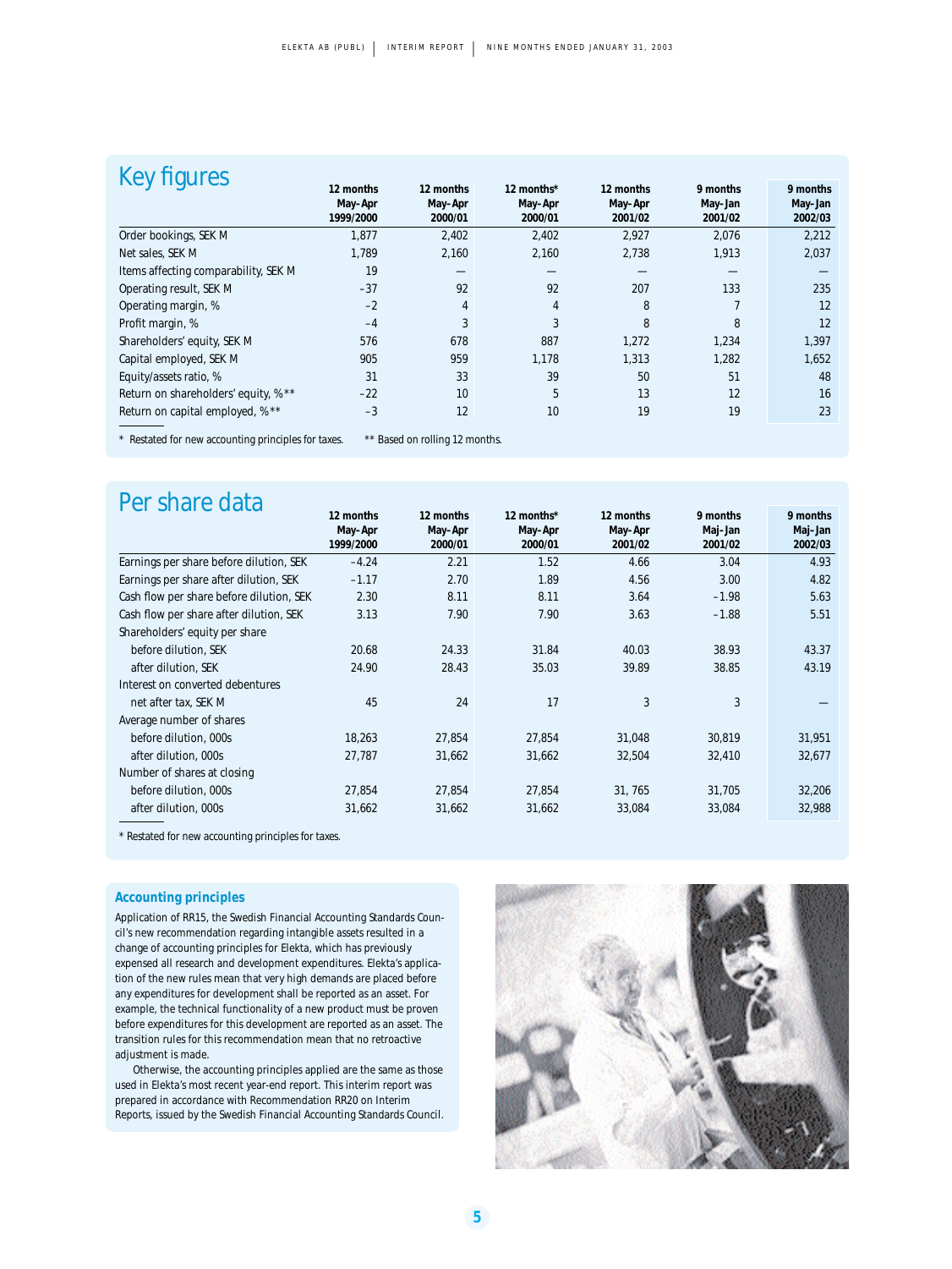## Key figures

| | 12 months May–Apr 1999/2000 | 12 months May–Apr 2000/01 | 12 months* May–Apr 2000/01 | 12 months May–Apr 2001/02 | 9 months May–Jan 2001/02 | 9 months May–Jan 2002/03 |
|---|---|---|---|---|---|---|
| Order bookings, SEK M | 1,877 | 2,402 | 2,402 | 2,927 | 2,076 | 2,212 |
| Net sales, SEK M | 1,789 | 2,160 | 2,160 | 2,738 | 1,913 | 2,037 |
| Items affecting comparability, SEK M | 19 | — | — | — | — | — |
| Operating result, SEK M | –37 | 92 | 92 | 207 | 133 | 235 |
| Operating margin, % | –2 | 4 | 4 | 8 | 7 | 12 |
| Profit margin, % | –4 | 3 | 3 | 8 | 8 | 12 |
| Shareholders' equity, SEK M | 576 | 678 | 887 | 1,272 | 1,234 | 1,397 |
| Capital employed, SEK M | 905 | 959 | 1,178 | 1,313 | 1,282 | 1,652 |
| Equity/assets ratio, % | 31 | 33 | 39 | 50 | 51 | 48 |
| Return on shareholders' equity, %** | –22 | 10 | 5 | 13 | 12 | 16 |
| Return on capital employed, %** | –3 | 12 | 10 | 19 | 19 | 23 |

\* Restated for new accounting principles for taxes. ** Based on rolling 12 months.

## Per share data

| | 12 months May–Apr 1999/2000 | 12 months May–Apr 2000/01 | 12 months* May–Apr 2000/01 | 12 months May–Apr 2001/02 | 9 months Maj–Jan 2001/02 | 9 months Maj–Jan 2002/03 |
|---|---|---|---|---|---|---|
| Earnings per share before dilution, SEK | –4.24 | 2.21 | 1.52 | 4.66 | 3.04 | 4.93 |
| Earnings per share after dilution, SEK | –1.17 | 2.70 | 1.89 | 4.56 | 3.00 | 4.82 |
| Cash flow per share before dilution, SEK | 2.30 | 8.11 | 8.11 | 3.64 | –1.98 | 5.63 |
| Cash flow per share after dilution, SEK | 3.13 | 7.90 | 7.90 | 3.63 | –1.88 | 5.51 |
| Shareholders' equity per share | | | | | | |
| before dilution, SEK | 20.68 | 24.33 | 31.84 | 40.03 | 38.93 | 43.37 |
| after dilution, SEK | 24.90 | 28.43 | 35.03 | 39.89 | 38.85 | 43.19 |
| Interest on converted debentures | | | | | | |
| net after tax, SEK M | 45 | 24 | 17 | 3 | 3 | — |
| Average number of shares | | | | | | |
| before dilution, 000s | 18,263 | 27,854 | 27,854 | 31,048 | 30,819 | 31,951 |
| after dilution, 000s | 27,787 | 31,662 | 31,662 | 32,504 | 32,410 | 32,677 |
| Number of shares at closing | | | | | | |
| before dilution, 000s | 27,854 | 27,854 | 27,854 | 31, 765 | 31,705 | 32,206 |
| after dilution, 000s | 31,662 | 31,662 | 31,662 | 33,084 | 33,084 | 32,988 |

\* Restated for new accounting principles for taxes.

### Accounting principles

Application of RR15, the Swedish Financial Accounting Standards Council's new recommendation regarding intangible assets resulted in a change of accounting principles for Elekta, which has previously expensed all research and development expenditures. Elekta's application of the new rules mean that very high demands are placed before any expenditures for development shall be reported as an asset. For example, the technical functionality of a new product must be proven before expenditures for this development are reported as an asset. The transition rules for this recommendation mean that no retroactive adjustment is made.

Otherwise, the accounting principles applied are the same as those used in Elekta's most recent year-end report. This interim report was prepared in accordance with Recommendation RR20 on Interim Reports, issued by the Swedish Financial Accounting Standards Council.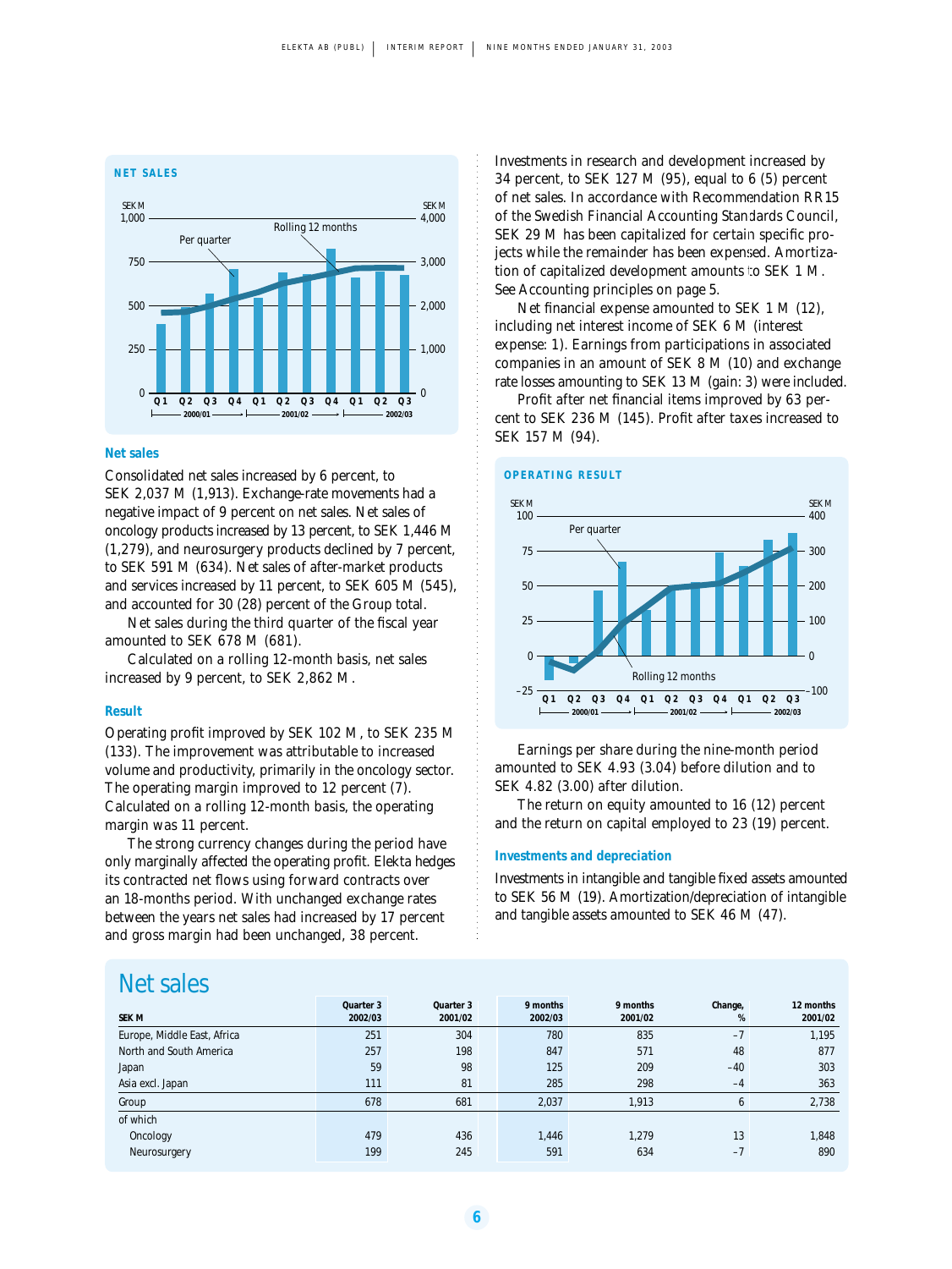**NET SALES**

## Net sales

Consolidated net sales increased by 6 percent, to SEK 2,037 M (1,913). Exchange-rate movements had a negative impact of 9 percent on net sales. Net sales of oncology products increased by 13 percent, to SEK 1,446 M (1,279), and neurosurgery products declined by 7 percent, to SEK 591 M (634). Net sales of after-market products and services increased by 11 percent, to SEK 605 M (545), and accounted for 30 (28) percent of the Group total.

Net sales during the third quarter of the fiscal year amounted to SEK 678 M (681).

Calculated on a rolling 12-month basis, net sales increased by 9 percent, to SEK 2,862 M.

## Result

Operating profit improved by SEK 102 M, to SEK 235 M (133). The improvement was attributable to increased volume and productivity, primarily in the oncology sector. The operating margin improved to 12 percent (7). Calculated on a rolling 12-month basis, the operating margin was 11 percent.

The strong currency changes during the period have only marginally affected the operating profit. Elekta hedges its contracted net flows using forward contracts over an 18-months period. With unchanged exchange rates between the years net sales had increased by 17 percent and gross margin had been unchanged, 38 percent.

Investments in research and development increased by 34 percent, to SEK 127 M (95), equal to 6 (5) percent of net sales. In accordance with Recommendation RR15 of the Swedish Financial Accounting Standards Council, SEK 29 M has been capitalized for certain specific projects while the remainder has been expensed. Amortization of capitalized development amounts to SEK 1 M. See Accounting principles on page 5.

Net financial expense amounted to SEK 1 M (12), including net interest income of SEK 6 M (interest expense: 1). Earnings from participations in associated companies in an amount of SEK 8 M (10) and exchange rate losses amounting to SEK 13 M (gain: 3) were included.

Profit after net financial items improved by 63 percent to SEK 236 M (145). Profit after taxes increased to SEK 157 M (94).

**OPERATING RESULT**

Earnings per share during the nine-month period amounted to SEK 4.93 (3.04) before dilution and to SEK 4.82 (3.00) after dilution.

The return on equity amounted to 16 (12) percent and the return on capital employed to 23 (19) percent.

## Investments and depreciation

Investments in intangible and tangible fixed assets amounted to SEK 56 M (19). Amortization/depreciation of intangible and tangible assets amounted to SEK 46 M (47).

# Net sales

| SEK M | Quarter 3 2002/03 | Quarter 3 2001/02 | 9 months 2002/03 | 9 months 2001/02 | Change, % | 12 months 2001/02 |
|---|---|---|---|---|---|---|
| Europe, Middle East, Africa | 251 | 304 | 780 | 835 | –7 | 1,195 |
| North and South America | 257 | 198 | 847 | 571 | 48 | 877 |
| Japan | 59 | 98 | 125 | 209 | –40 | 303 |
| Asia excl. Japan | 111 | 81 | 285 | 298 | –4 | 363 |
| Group | 678 | 681 | 2,037 | 1,913 | 6 | 2,738 |
| of which | | | | | | |
| Oncology | 479 | 436 | 1,446 | 1,279 | 13 | 1,848 |
| Neurosurgery | 199 | 245 | 591 | 634 | –7 | 890 |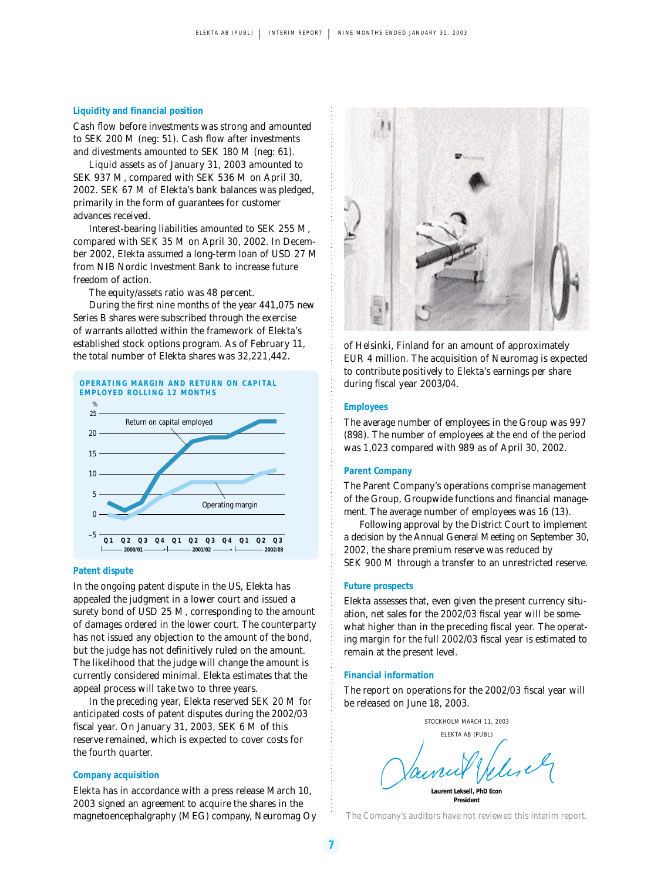### Liquidity and financial position

Cash flow before investments was strong and amounted to SEK 200 M (neg: 51). Cash flow after investments and divestments amounted to SEK 180 M (neg: 61).

Liquid assets as of January 31, 2003 amounted to SEK 937 M, compared with SEK 536 M on April 30, 2002. SEK 67 M of Elekta's bank balances was pledged, primarily in the form of guarantees for customer advances received.

Interest-bearing liabilities amounted to SEK 255 M, compared with SEK 35 M on April 30, 2002. In December 2002, Elekta assumed a long-term loan of USD 27 M from NIB Nordic Investment Bank to increase future freedom of action.

The equity/assets ratio was 48 percent.

During the first nine months of the year 441,075 new Series B shares were subscribed through the exercise of warrants allotted within the framework of Elekta's established stock options program. As of February 11, the total number of Elekta shares was 32,221,442.

**OPERATING MARGIN AND RETURN ON CAPITAL EMPLOYED ROLLING 12 MONTHS**

### Patent dispute

In the ongoing patent dispute in the US, Elekta has appealed the judgment in a lower court and issued a surety bond of USD 25 M, corresponding to the amount of damages ordered in the lower court. The counterparty has not issued any objection to the amount of the bond, but the judge has not definitively ruled on the amount. The likelihood that the judge will change the amount is currently considered minimal. Elekta estimates that the appeal process will take two to three years.

In the preceding year, Elekta reserved SEK 20 M for anticipated costs of patent disputes during the 2002/03 fiscal year. On January 31, 2003, SEK 6 M of this reserve remained, which is expected to cover costs for the fourth quarter.

### Company acquisition

Elekta has in accordance with a press release March 10, 2003 signed an agreement to acquire the shares in the magnetoencephalgraphy (MEG) company, Neuromag Oy of Helsinki, Finland for an amount of approximately EUR 4 million. The acquisition of Neuromag is expected to contribute positively to Elekta's earnings per share during fiscal year 2003/04.

### Employees

The average number of employees in the Group was 997 (898). The number of employees at the end of the period was 1,023 compared with 989 as of April 30, 2002.

### Parent Company

The Parent Company's operations comprise management of the Group, Groupwide functions and financial management. The average number of employees was 16 (13).

Following approval by the District Court to implement a decision by the Annual General Meeting on September 30, 2002, the share premium reserve was reduced by SEK 900 M through a transfer to an unrestricted reserve.

### Future prospects

Elekta assesses that, even given the present currency situation, net sales for the 2002/03 fiscal year will be somewhat higher than in the preceding fiscal year. The operating margin for the full 2002/03 fiscal year is estimated to remain at the present level.

### Financial information

The report on operations for the 2002/03 fiscal year will be released on June 18, 2003.

STOCKHOLM MARCH 11, 2003

ELEKTA AB (PUBL)

**Laurent Leksell, PhD Econ**
**President**

The Company's auditors have not reviewed this interim report.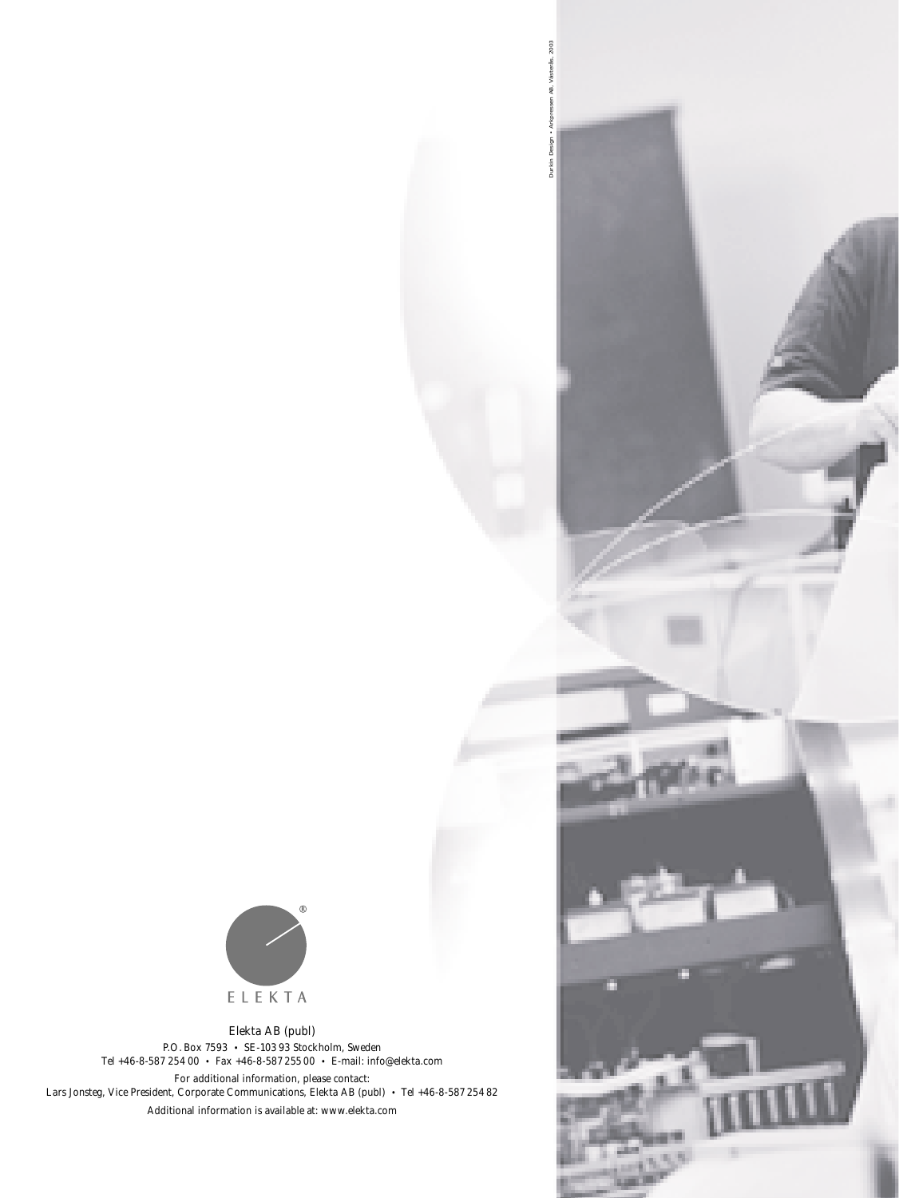ELEKTA

Elekta AB (publ)

P.O. Box 7593 • SE-103 93 Stockholm, Sweden

Tel +46-8-587 254 00 • Fax +46-8-587 255 00 • E-mail: info@elekta.com

For additional information, please contact:

Lars Jonsteg, Vice President, Corporate Communications, Elekta AB (publ) • Tel +46-8-587 254 82

Additional information is available at: www.elekta.com

Durkin Design • Arkpressen AB, Västerås, 2003